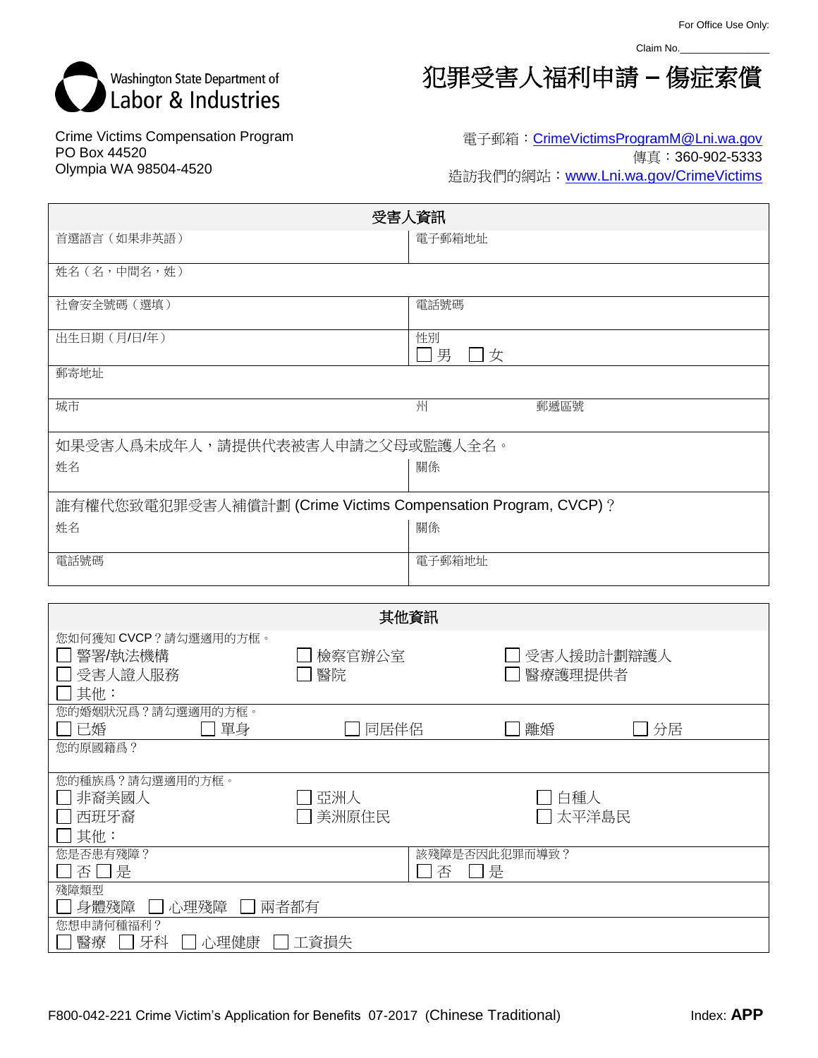For Office Use Only:

Claim No.________________

Washington State Department of Labor & Industries

# 犯罪受害人福利申請 – 傷症索償

Crime Victims Compensation Program
PO Box 44520
Olympia WA 98504-4520

電子郵箱：CrimeVictimsProgramM@Lni.wa.gov
傳真：360-902-5333
造訪我們的網站：www.Lni.wa.gov/CrimeVictims

| 受害人資訊 | |
|---|---|
| 首選語言（如果非英語） | 電子郵箱地址 |
| 姓名（名，中間名，姓） | |
| 社會安全號碼（選填） | 電話號碼 |
| 出生日期（月/日/年） | 性別<br>☐ 男 ☐ 女 |
| 郵寄地址 | |
| 城市 | 州　　　郵遞區號 |
| 如果受害人爲未成年人，請提供代表被害人申請之父母或監護人全名。 | |
| 姓名 | 關係 |
| 誰有權代您致電犯罪受害人補償計劃 (Crime Victims Compensation Program, CVCP)？ | |
| 姓名 | 關係 |
| 電話號碼 | 電子郵箱地址 |

| 其他資訊 | |
|---|---|
| 您如何獲知 CVCP？請勾選適用的方框。<br>☐ 警署/執法機構　☐ 檢察官辦公室　☐ 受害人援助計劃辯護人<br>☐ 受害人證人服務　☐ 醫院　☐ 醫療護理提供者<br>☐ 其他： | |
| 您的婚姻狀況爲？請勾選適用的方框。<br>☐ 已婚　☐ 單身　☐ 同居伴侶　☐ 離婚　☐ 分居 | |
| 您的原國籍爲？ | |
| 您的種族爲？請勾選適用的方框。<br>☐ 非裔美國人　☐ 亞洲人　☐ 白種人<br>☐ 西班牙裔　☐ 美洲原住民　☐ 太平洋島民<br>☐ 其他： | |
| 您是否患有殘障？<br>☐ 否 ☐ 是 | 該殘障是否因此犯罪而導致？<br>☐ 否 ☐ 是 |
| 殘障類型<br>☐ 身體殘障　☐ 心理殘障　☐ 兩者都有 | |
| 您想申請何種福利？<br>☐ 醫療　☐ 牙科　☐ 心理健康　☐ 工資損失 | |

F800-042-221 Crime Victim's Application for Benefits 07-2017 (Chinese Traditional)　　Index: **APP**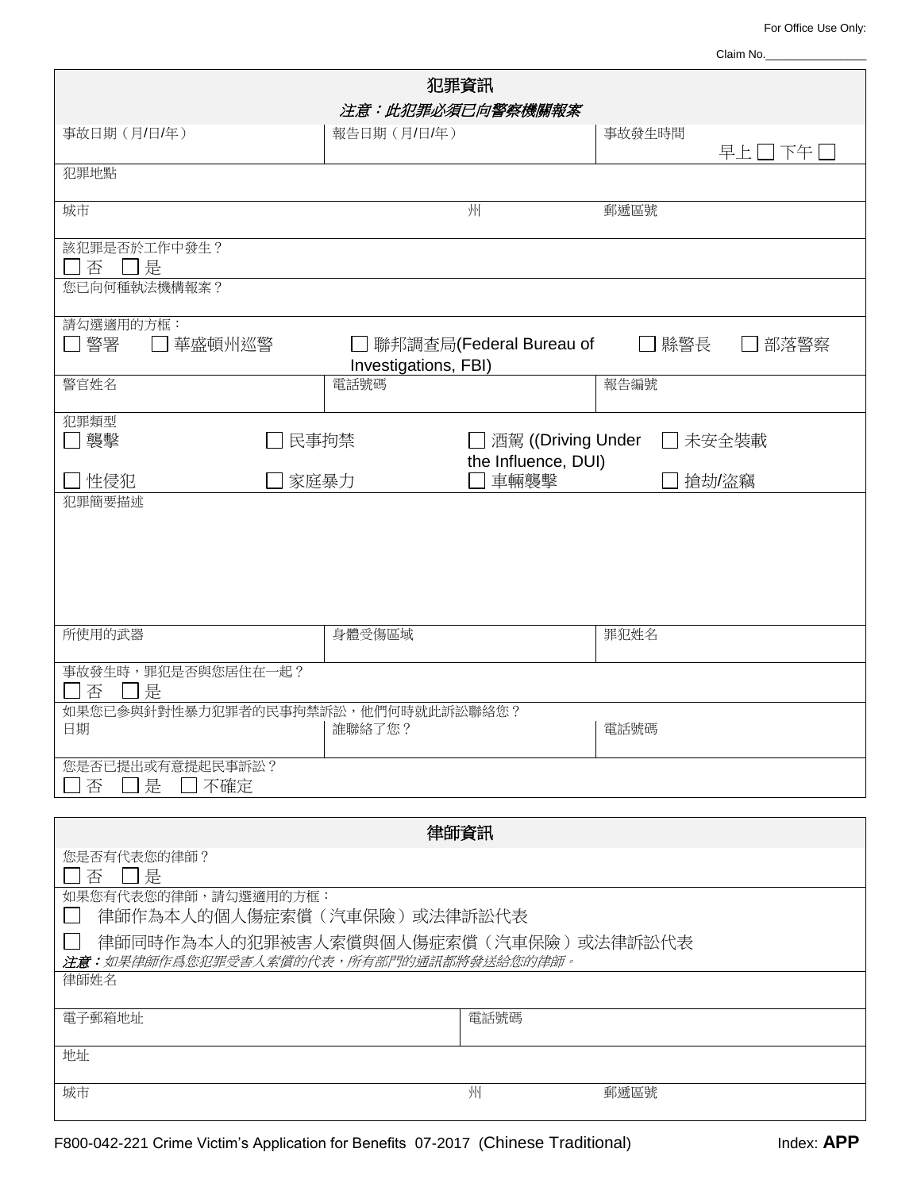For Office Use Only:

Claim No.________________

## 犯罪資訊

***注意：此犯罪必須已向警察機關報案***

| 事故日期（月/日/年） | 報告日期（月/日/年） | 事故發生時間 早上 ☐ 下午 ☐ |
|---|---|---|

犯罪地點

| 城市 | 州 | 郵遞區號 |
|---|---|---|

該犯罪是否於工作中發生？
☐ 否 ☐ 是

您已向何種執法機構報案？

請勾選適用的方框：
☐ 警署 ☐ 華盛頓州巡警 ☐ 聯邦調查局(Federal Bureau of Investigations, FBI) ☐ 縣警長 ☐ 部落警察

| 警官姓名 | 電話號碼 | 報告編號 |
|---|---|---|

犯罪類型
☐ 襲擊 ☐ 民事拘禁 ☐ 酒駕 ((Driving Under the Influence, DUI) ☐ 未安全裝載
☐ 性侵犯 ☐ 家庭暴力 ☐ 車輛襲擊 ☐ 搶劫/盜竊

犯罪簡要描述

| 所使用的武器 | 身體受傷區域 | 罪犯姓名 |
|---|---|---|

事故發生時，罪犯是否與您居住在一起？
☐ 否 ☐ 是

如果您已參與針對性暴力犯罪者的民事拘禁訴訟，他們何時就此訴訟聯絡您？

| 日期 | 誰聯絡了您？ | 電話號碼 |
|---|---|---|

您是否已提出或有意提起民事訴訟？
☐ 否 ☐ 是 ☐ 不確定

## 律師資訊

您是否有代表您的律師？
☐ 否 ☐ 是

如果您有代表您的律師，請勾選適用的方框：
☐ 律師作為本人的個人傷症索償（汽車保險）或法律訴訟代表
☐ 律師同時作為本人的犯罪被害人索償與個人傷症索償（汽車保險）或法律訴訟代表

***注意：**如果律師作爲您犯罪受害人索償的代表，所有部門的通訊都將發送給您的律師。*

律師姓名

| 電子郵箱地址 | 電話號碼 |
|---|---|

地址

| 城市 | 州 | 郵遞區號 |
|---|---|---|

F800-042-221 Crime Victim's Application for Benefits 07-2017 (Chinese Traditional) Index: **APP**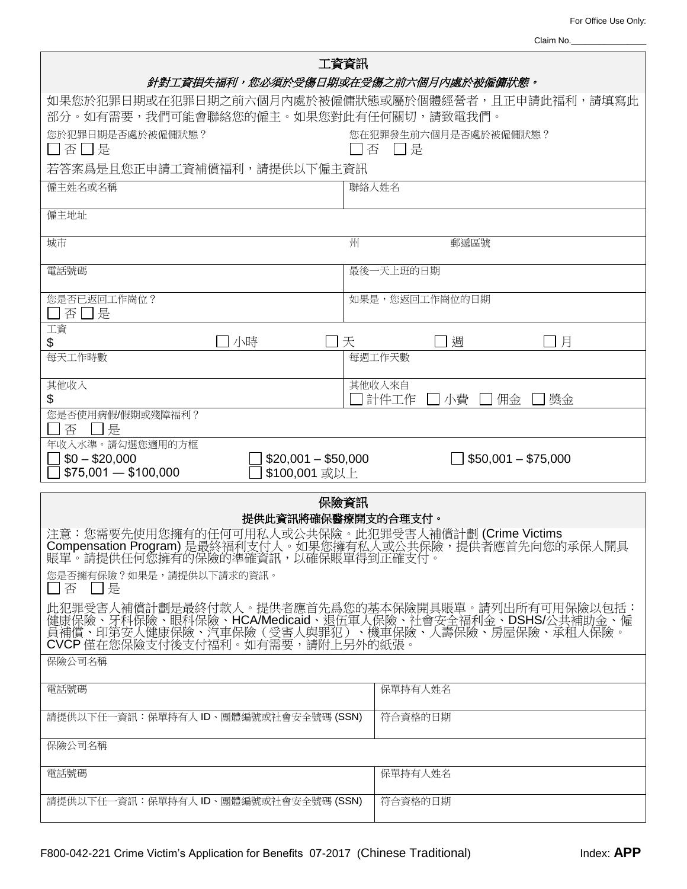For Office Use Only:

Claim No.________________

## 工資資訊

***針對工資損失福利，您必須於受傷日期或在受傷之前六個月內處於被僱傭狀態。***

如果您於犯罪日期或在犯罪日期之前六個月內處於被僱傭狀態或屬於個體經營者，且正申請此福利，請填寫此部分。如有需要，我們可能會聯絡您的僱主。如果您對此有任何關切，請致電我們。

| 您於犯罪日期是否處於被僱傭狀態？<br>☐ 否 ☐ 是 | 您在犯罪發生前六個月是否處於被僱傭狀態？<br>☐ 否 ☐ 是 |
|---|---|

若答案爲是且您正申請工資補償福利，請提供以下僱主資訊

| | |
|---|---|
| 僱主姓名或名稱 | 聯絡人姓名 |
| 僱主地址 | |
| 城市 | 州　　　　郵遞區號 |
| 電話號碼 | 最後一天上班的日期 |
| 您是否已返回工作崗位？<br>☐ 否 ☐ 是 | 如果是，您返回工作崗位的日期 |
| 工資<br>$　　　☐ 小時 | ☐ 天　☐ 週　☐ 月 |
| 每天工作時數 | 每週工作天數 |
| 其他收入<br>$ | 其他收入來自<br>☐ 計件工作 ☐ 小費 ☐ 佣金 ☐ 獎金 |
| 您是否使用病假/假期或殘障福利？<br>☐ 否 ☐ 是 | |

年收入水準。請勾選您適用的方框

| | | |
|---|---|---|
| ☐ $0 – $20,000 | ☐ $20,001 – $50,000 | ☐ $50,001 – $75,000 |
| ☐ $75,001 — $100,000 | ☐ $100,001 或以上 | |

## 保險資訊

**提供此資訊將確保醫療開支的合理支付。**

注意：您需要先使用您擁有的任何可用私人或公共保險。此犯罪受害人補償計劃 (Crime Victims Compensation Program) 是最終福利支付人。如果您擁有私人或公共保險，提供者應首先向您的承保人開具賬單。請提供任何您擁有的保險的準確資訊，以確保賬單得到正確支付。

您是否擁有保險？如果是，請提供以下請求的資訊。
☐ 否 ☐ 是

此犯罪受害人補償計劃是最終付款人。提供者應首先爲您的基本保險開具賬單。請列出所有可用保險以包括：健康保險、牙科保險、眼科保險、HCA/Medicaid、退伍軍人保險、社會安全福利金、DSHS/公共補助金、僱員補償、印第安人健康保險、汽車保險（受害人與罪犯）、機車保險、人壽保險、房屋保險、承租人保險。CVCP 僅在您保險支付後支付福利。如有需要，請附上另外的紙張。

| | |
|---|---|
| 保險公司名稱 | |
| 電話號碼 | 保單持有人姓名 |
| 請提供以下任一資訊：保單持有人 ID、團體編號或社會安全號碼 (SSN) | 符合資格的日期 |
| 保險公司名稱 | |
| 電話號碼 | 保單持有人姓名 |
| 請提供以下任一資訊：保單持有人 ID、團體編號或社會安全號碼 (SSN) | 符合資格的日期 |

F800-042-221 Crime Victim's Application for Benefits 07-2017 (Chinese Traditional)　　Index: **APP**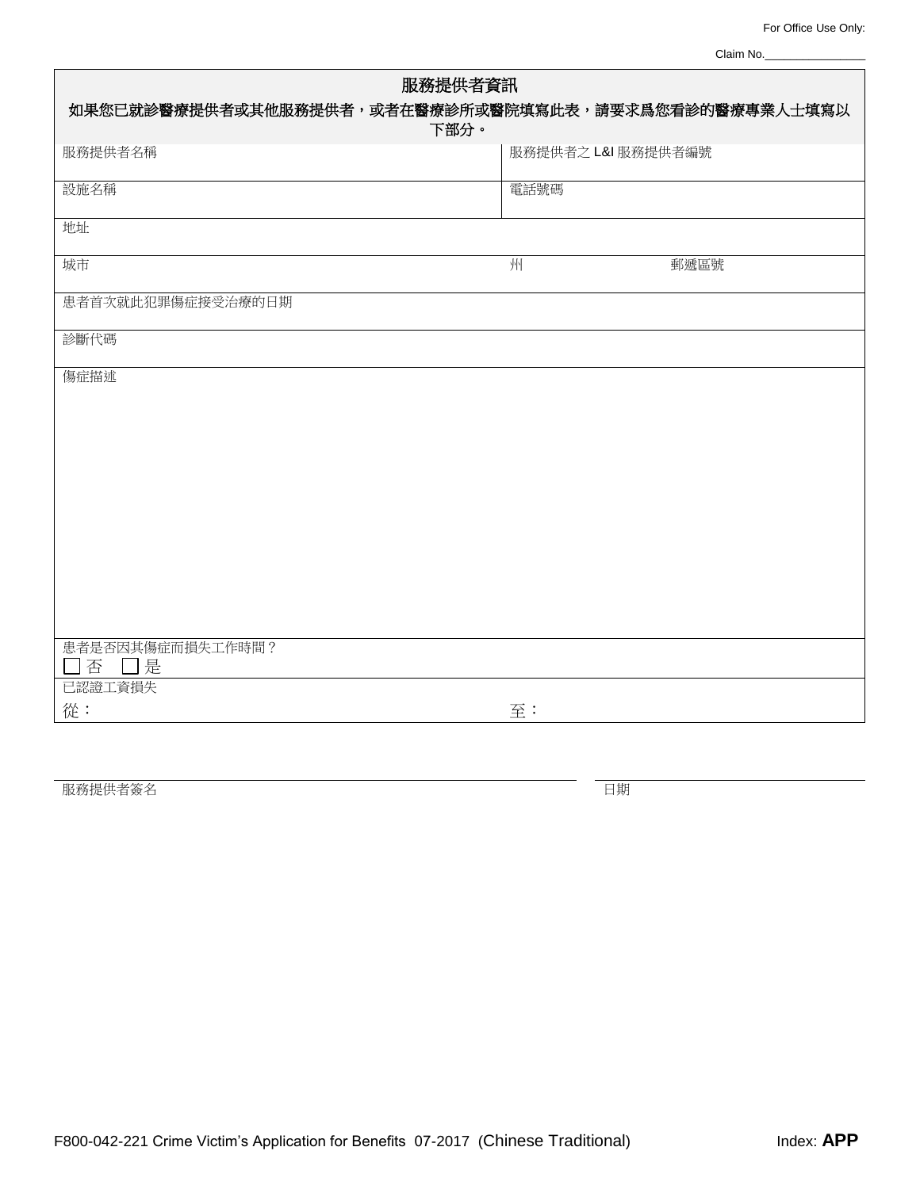For Office Use Only:

Claim No.________________

## 服務提供者資訊

**如果您已就診醫療提供者或其他服務提供者，或者在醫療診所或醫院填寫此表，請要求爲您看診的醫療專業人士填寫以下部分。**

| 服務提供者名稱 | 服務提供者之 L&I 服務提供者編號 | |
|---|---|---|
| 設施名稱 | 電話號碼 | |
| 地址 | | |
| 城市 | 州 | 郵遞區號 |
| 患者首次就此犯罪傷症接受治療的日期 | | |
| 診斷代碼 | | |
| 傷症描述 | | |
| 患者是否因其傷症而損失工作時間？<br>☐ 否 ☐ 是 | | |
| 已認證工資損失<br>從： | 至： | |

______________________________ 服務提供者簽名

______________________________ 日期

F800-042-221 Crime Victim's Application for Benefits 07-2017 (Chinese Traditional)

Index: **APP**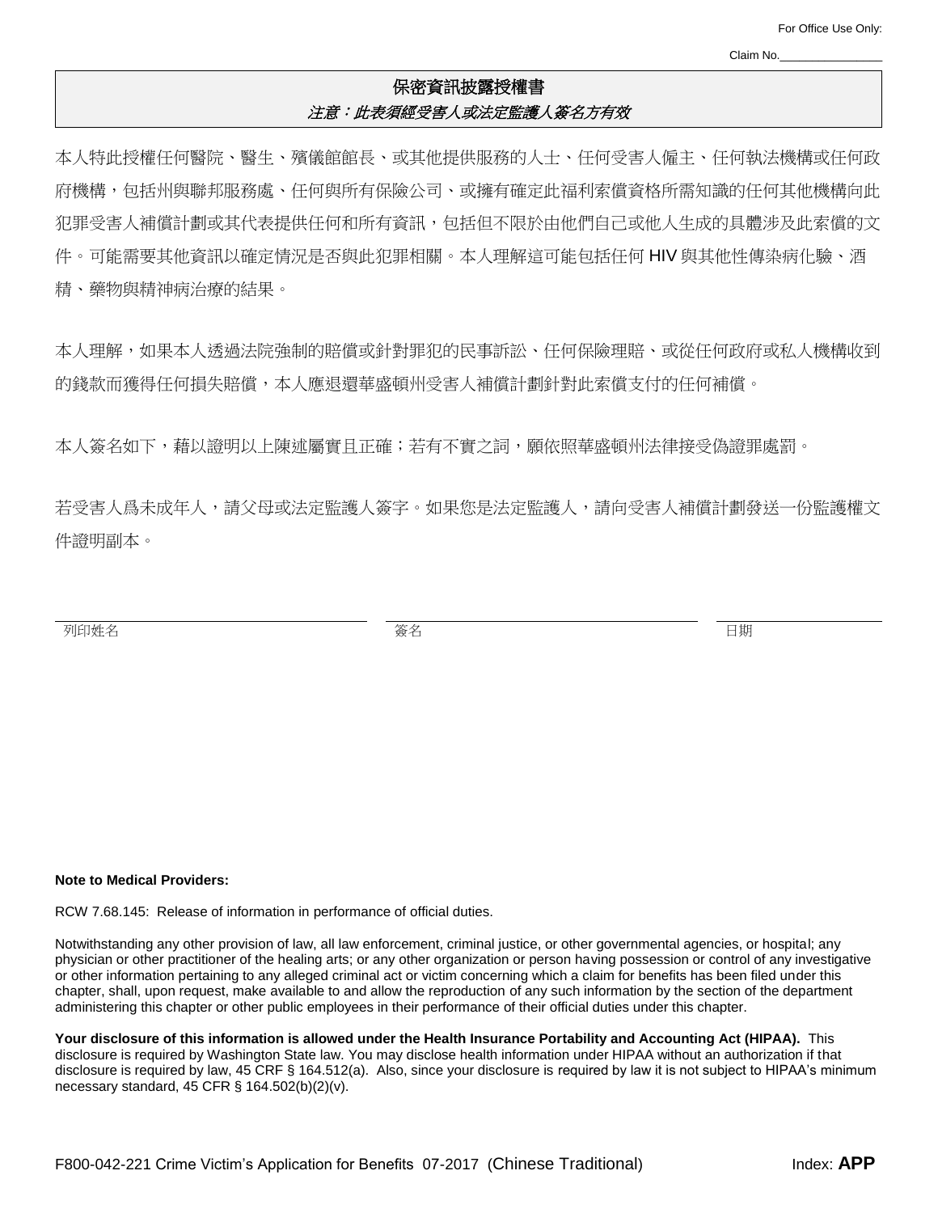For Office Use Only:

Claim No.________________

# 保密資訊披露授權書

*注意：此表須經受害人或法定監護人簽名方有效*

本人特此授權任何醫院、醫生、殯儀館館長、或其他提供服務的人士、任何受害人僱主、任何執法機構或任何政府機構，包括州與聯邦服務處、任何與所有保險公司、或擁有確定此福利索償資格所需知識的任何其他機構向此犯罪受害人補償計劃或其代表提供任何和所有資訊，包括但不限於由他們自己或他人生成的具體涉及此索償的文件。可能需要其他資訊以確定情況是否與此犯罪相關。本人理解這可能包括任何 HIV 與其他性傳染病化驗、酒精、藥物與精神病治療的結果。

本人理解，如果本人透過法院強制的賠償或針對罪犯的民事訴訟、任何保險理賠、或從任何政府或私人機構收到的錢款而獲得任何損失賠償，本人應退還華盛頓州受害人補償計劃針對此索償支付的任何補償。

本人簽名如下，藉以證明以上陳述屬實且正確；若有不實之詞，願依照華盛頓州法律接受偽證罪處罰。

若受害人爲未成年人，請父母或法定監護人簽字。如果您是法定監護人，請向受害人補償計劃發送一份監護權文件證明副本。

| 列印姓名 | 簽名 | 日期 |
|---|---|---|
| | | |

**Note to Medical Providers:**

RCW 7.68.145: Release of information in performance of official duties.

Notwithstanding any other provision of law, all law enforcement, criminal justice, or other governmental agencies, or hospital; any physician or other practitioner of the healing arts; or any other organization or person having possession or control of any investigative or other information pertaining to any alleged criminal act or victim concerning which a claim for benefits has been filed under this chapter, shall, upon request, make available to and allow the reproduction of any such information by the section of the department administering this chapter or other public employees in their performance of their official duties under this chapter.

**Your disclosure of this information is allowed under the Health Insurance Portability and Accounting Act (HIPAA).** This disclosure is required by Washington State law. You may disclose health information under HIPAA without an authorization if that disclosure is required by law, 45 CRF § 164.512(a). Also, since your disclosure is required by law it is not subject to HIPAA's minimum necessary standard, 45 CFR § 164.502(b)(2)(v).

F800-042-221 Crime Victim's Application for Benefits 07-2017 (Chinese Traditional) Index: **APP**